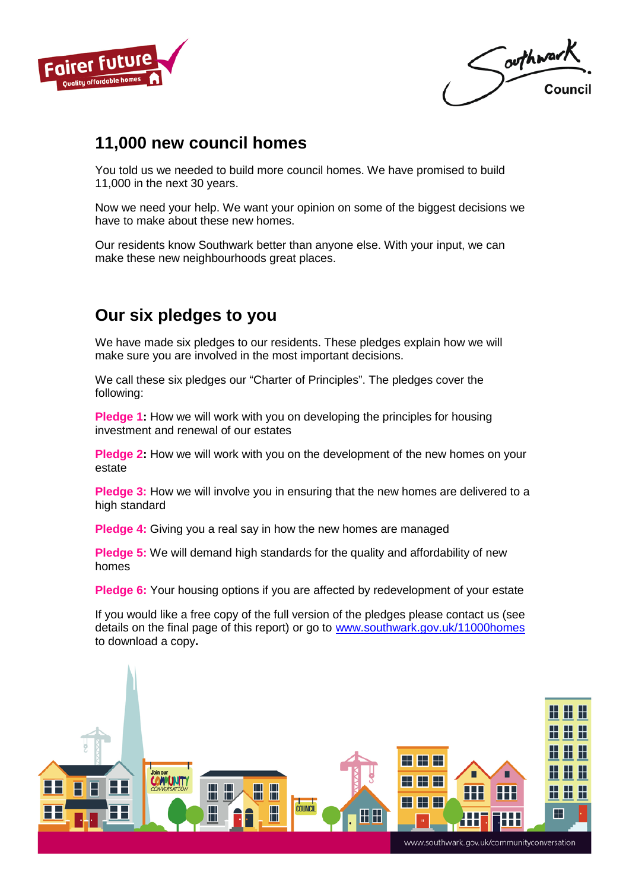## 11,000 new council homes

You told us we needed to build more council homes. We have promised to build 11,000 in the next 30 years.

Now we need your help. We want your opinion on some of the biggest decisions we have to make about these new homes.

Our residents know Southwark better than anyone else. With your input, we can make these new neighbourhoods great places.

## Our six pledges to you

We have made six pledges to our residents. These pledges explain how we will make sure you are involved in the most important decisions.

We call these six pledges our "Charter of Principles". The pledges cover the following:

**Pledge 1:** How we will work with you on developing the principles for housing investment and renewal of our estates

**Pledge 2:** How we will work with you on the development of the new homes on your estate

**Pledge 3:** How we will involve you in ensuring that the new homes are delivered to a high standard

**Pledge 4:** Giving you a real say in how the new homes are managed

**Pledge 5:** We will demand high standards for the quality and affordability of new homes

**Pledge 6:** Your housing options if you are affected by redevelopment of your estate

If you would like a free copy of the full version of the pledges please contact us (see details on the final page of this report) or go to [www.southwark.gov.uk/11000homes](http://www.southwark.gov.uk/11000homes) to download a copy.

www.southwark.gov.uk/communityconversation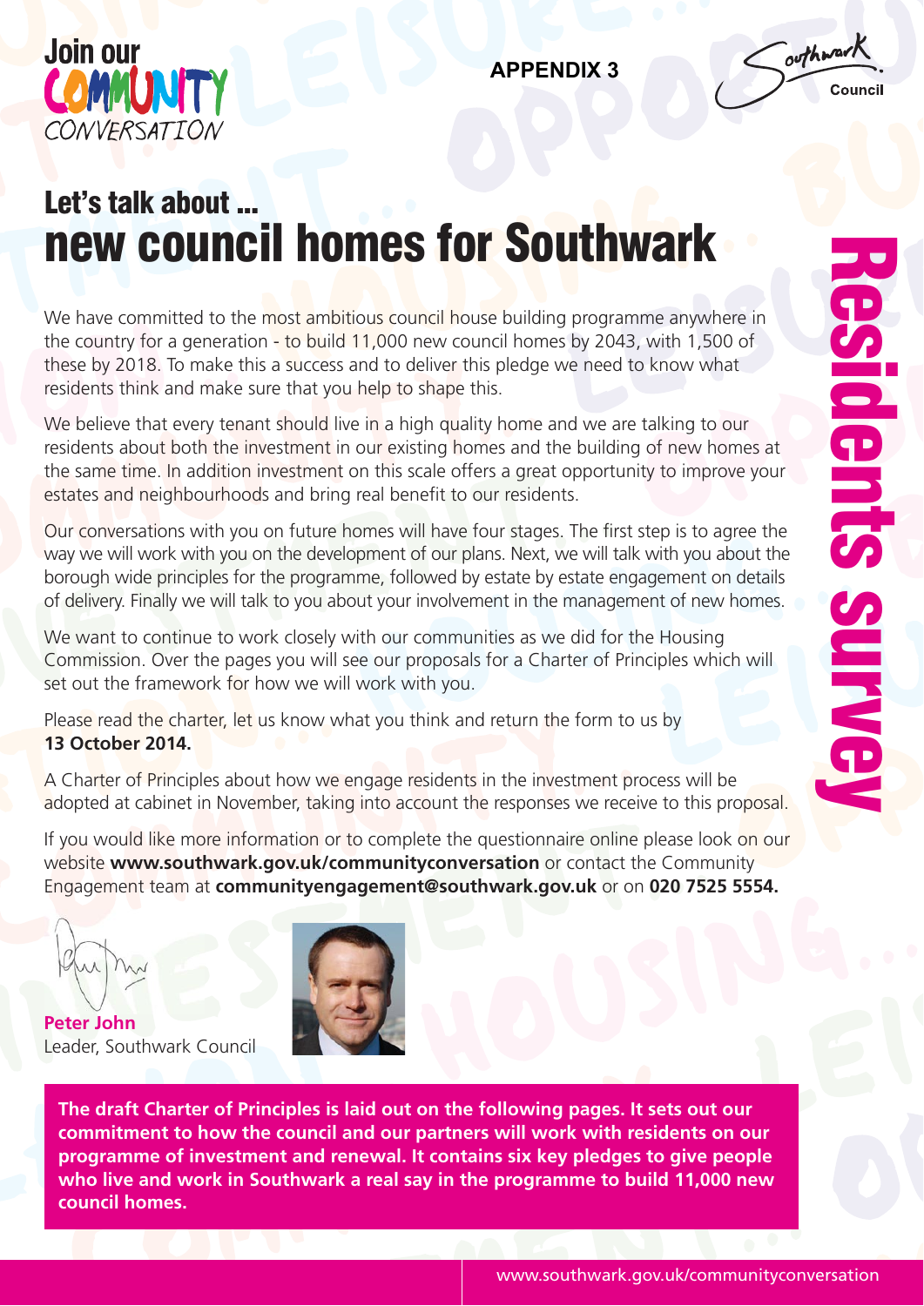Join our COMMUNITY CONVERSATION

**APPENDIX 3**

Southwark Council

# Let's talk about ... new council homes for Southwark

Residents survey

We have committed to the most ambitious council house building programme anywhere in the country for a generation - to build 11,000 new council homes by 2043, with 1,500 of these by 2018. To make this a success and to deliver this pledge we need to know what residents think and make sure that you help to shape this.

We believe that every tenant should live in a high quality home and we are talking to our residents about both the investment in our existing homes and the building of new homes at the same time. In addition investment on this scale offers a great opportunity to improve your estates and neighbourhoods and bring real benefit to our residents.

Our conversations with you on future homes will have four stages. The first step is to agree the way we will work with you on the development of our plans. Next, we will talk with you about the borough wide principles for the programme, followed by estate by estate engagement on details of delivery. Finally we will talk to you about your involvement in the management of new homes.

We want to continue to work closely with our communities as we did for the Housing Commission. Over the pages you will see our proposals for a Charter of Principles which will set out the framework for how we will work with you.

Please read the charter, let us know what you think and return the form to us by **13 October 2014.**

A Charter of Principles about how we engage residents in the investment process will be adopted at cabinet in November, taking into account the responses we receive to this proposal.

If you would like more information or to complete the questionnaire online please look on our website **www.southwark.gov.uk/communityconversation** or contact the Community Engagement team at **communityengagement@southwark.gov.uk** or on **020 7525 5554.**

**Peter John**
Leader, Southwark Council

**The draft Charter of Principles is laid out on the following pages. It sets out our commitment to how the council and our partners will work with residents on our programme of investment and renewal. It contains six key pledges to give people who live and work in Southwark a real say in the programme to build 11,000 new council homes.**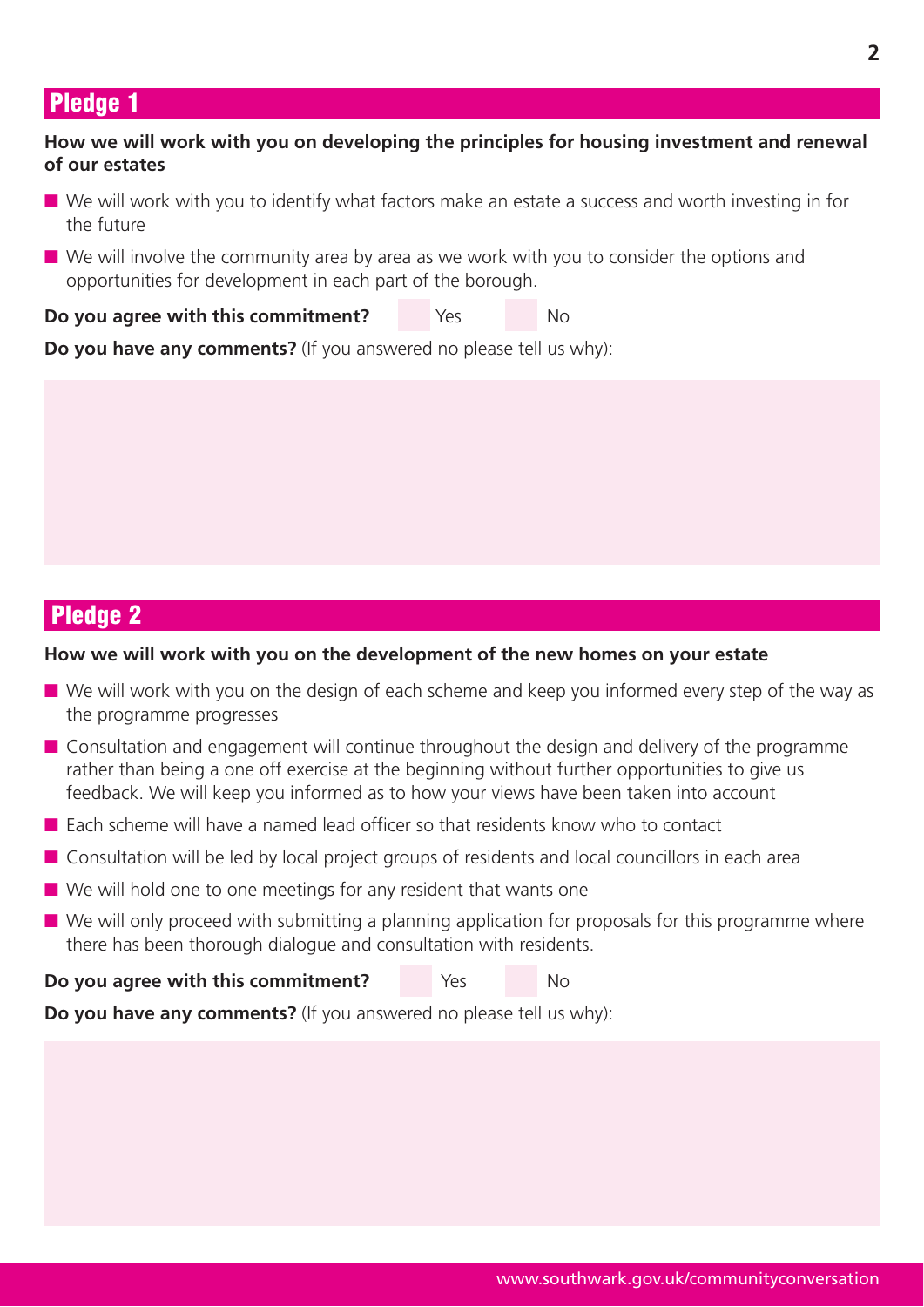## Pledge 1

**How we will work with you on developing the principles for housing investment and renewal of our estates**

- We will work with you to identify what factors make an estate a success and worth investing in for the future
- We will involve the community area by area as we work with you to consider the options and opportunities for development in each part of the borough.

**Do you agree with this commitment?** Yes No

**Do you have any comments?** (If you answered no please tell us why):

## Pledge 2

**How we will work with you on the development of the new homes on your estate**

- We will work with you on the design of each scheme and keep you informed every step of the way as the programme progresses
- Consultation and engagement will continue throughout the design and delivery of the programme rather than being a one off exercise at the beginning without further opportunities to give us feedback. We will keep you informed as to how your views have been taken into account
- Each scheme will have a named lead officer so that residents know who to contact
- Consultation will be led by local project groups of residents and local councillors in each area
- We will hold one to one meetings for any resident that wants one
- We will only proceed with submitting a planning application for proposals for this programme where there has been thorough dialogue and consultation with residents.

**Do you agree with this commitment?** Yes No

**Do you have any comments?** (If you answered no please tell us why):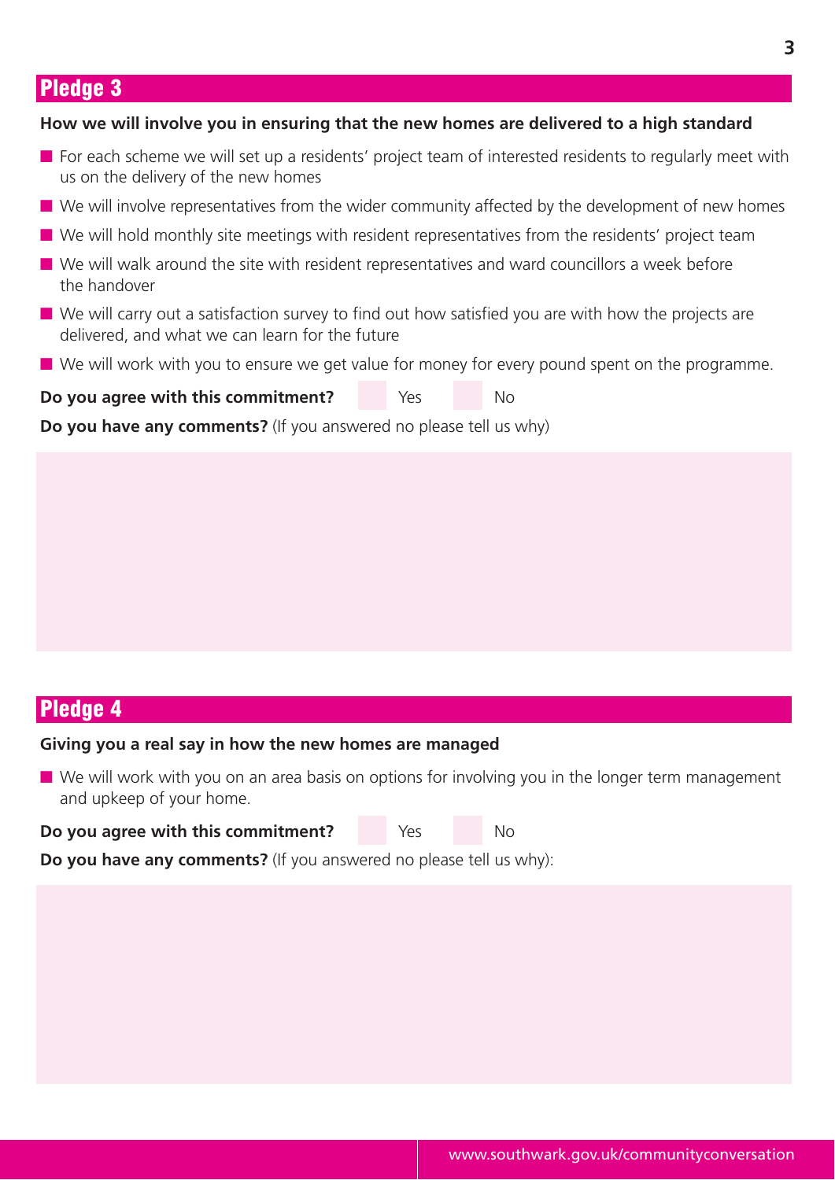## Pledge 3

**How we will involve you in ensuring that the new homes are delivered to a high standard**

- For each scheme we will set up a residents' project team of interested residents to regularly meet with us on the delivery of the new homes
- We will involve representatives from the wider community affected by the development of new homes
- We will hold monthly site meetings with resident representatives from the residents' project team
- We will walk around the site with resident representatives and ward councillors a week before the handover
- We will carry out a satisfaction survey to find out how satisfied you are with how the projects are delivered, and what we can learn for the future
- We will work with you to ensure we get value for money for every pound spent on the programme.

**Do you agree with this commitment?** Yes No

**Do you have any comments?** (If you answered no please tell us why)

## Pledge 4

**Giving you a real say in how the new homes are managed**

- We will work with you on an area basis on options for involving you in the longer term management and upkeep of your home.

**Do you agree with this commitment?** Yes No

**Do you have any comments?** (If you answered no please tell us why):

www.southwark.gov.uk/communityconversation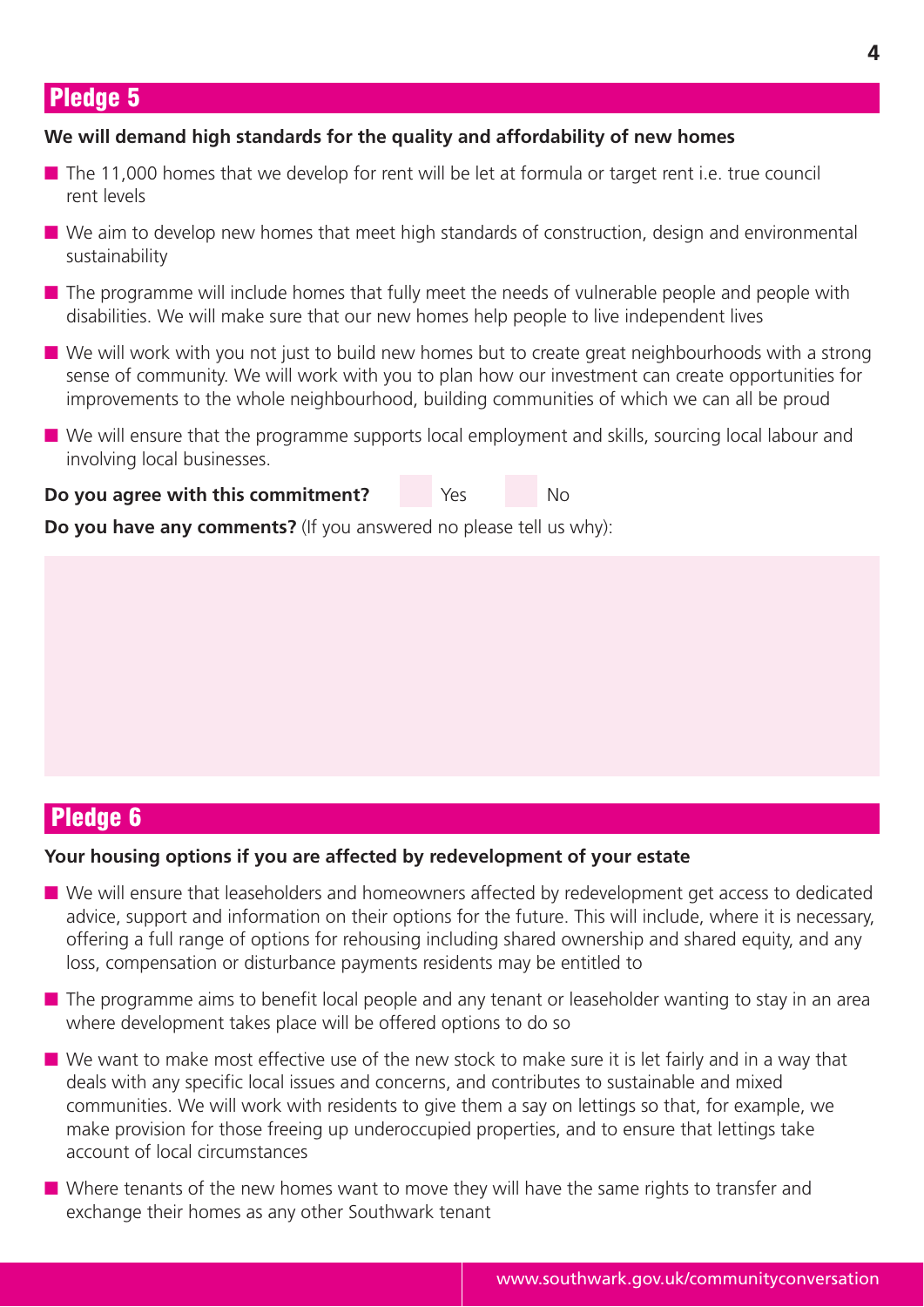## Pledge 5

**We will demand high standards for the quality and affordability of new homes**

- The 11,000 homes that we develop for rent will be let at formula or target rent i.e. true council rent levels
- We aim to develop new homes that meet high standards of construction, design and environmental sustainability
- The programme will include homes that fully meet the needs of vulnerable people and people with disabilities. We will make sure that our new homes help people to live independent lives
- We will work with you not just to build new homes but to create great neighbourhoods with a strong sense of community. We will work with you to plan how our investment can create opportunities for improvements to the whole neighbourhood, building communities of which we can all be proud
- We will ensure that the programme supports local employment and skills, sourcing local labour and involving local businesses.

**Do you agree with this commitment?** Yes No

**Do you have any comments?** (If you answered no please tell us why):

## Pledge 6

**Your housing options if you are affected by redevelopment of your estate**

- We will ensure that leaseholders and homeowners affected by redevelopment get access to dedicated advice, support and information on their options for the future. This will include, where it is necessary, offering a full range of options for rehousing including shared ownership and shared equity, and any loss, compensation or disturbance payments residents may be entitled to
- The programme aims to benefit local people and any tenant or leaseholder wanting to stay in an area where development takes place will be offered options to do so
- We want to make most effective use of the new stock to make sure it is let fairly and in a way that deals with any specific local issues and concerns, and contributes to sustainable and mixed communities. We will work with residents to give them a say on lettings so that, for example, we make provision for those freeing up underoccupied properties, and to ensure that lettings take account of local circumstances
- Where tenants of the new homes want to move they will have the same rights to transfer and exchange their homes as any other Southwark tenant